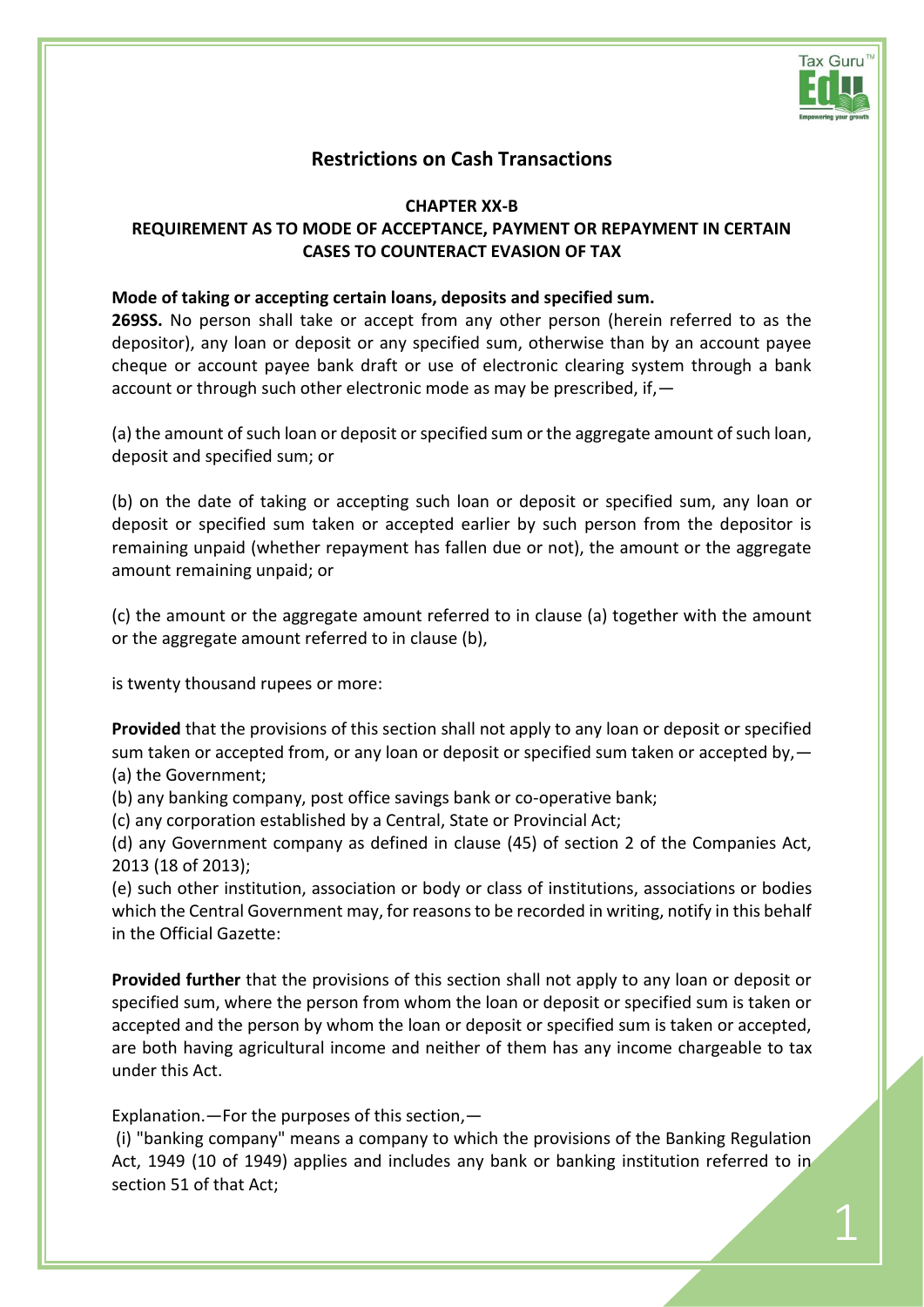# Restrictions on Cash Transactions

## CHAPTER XX-B

## REQUIREMENT AS TO MODE OF ACCEPTANCE, PAYMENT OR REPAYMENT IN CERTAIN CASES TO COUNTERACT EVASION OF TAX

**Mode of taking or accepting certain loans, deposits and specified sum.**

**269SS.** No person shall take or accept from any other person (herein referred to as the depositor), any loan or deposit or any specified sum, otherwise than by an account payee cheque or account payee bank draft or use of electronic clearing system through a bank account or through such other electronic mode as may be prescribed, if,—

(a) the amount of such loan or deposit or specified sum or the aggregate amount of such loan, deposit and specified sum; or

(b) on the date of taking or accepting such loan or deposit or specified sum, any loan or deposit or specified sum taken or accepted earlier by such person from the depositor is remaining unpaid (whether repayment has fallen due or not), the amount or the aggregate amount remaining unpaid; or

(c) the amount or the aggregate amount referred to in clause (a) together with the amount or the aggregate amount referred to in clause (b),

is twenty thousand rupees or more:

**Provided** that the provisions of this section shall not apply to any loan or deposit or specified sum taken or accepted from, or any loan or deposit or specified sum taken or accepted by,—
(a) the Government;
(b) any banking company, post office savings bank or co-operative bank;
(c) any corporation established by a Central, State or Provincial Act;
(d) any Government company as defined in clause (45) of section 2 of the Companies Act, 2013 (18 of 2013);
(e) such other institution, association or body or class of institutions, associations or bodies which the Central Government may, for reasons to be recorded in writing, notify in this behalf in the Official Gazette:

**Provided further** that the provisions of this section shall not apply to any loan or deposit or specified sum, where the person from whom the loan or deposit or specified sum is taken or accepted and the person by whom the loan or deposit or specified sum is taken or accepted, are both having agricultural income and neither of them has any income chargeable to tax under this Act.

Explanation.—For the purposes of this section,—

(i) "banking company" means a company to which the provisions of the Banking Regulation Act, 1949 (10 of 1949) applies and includes any bank or banking institution referred to in section 51 of that Act;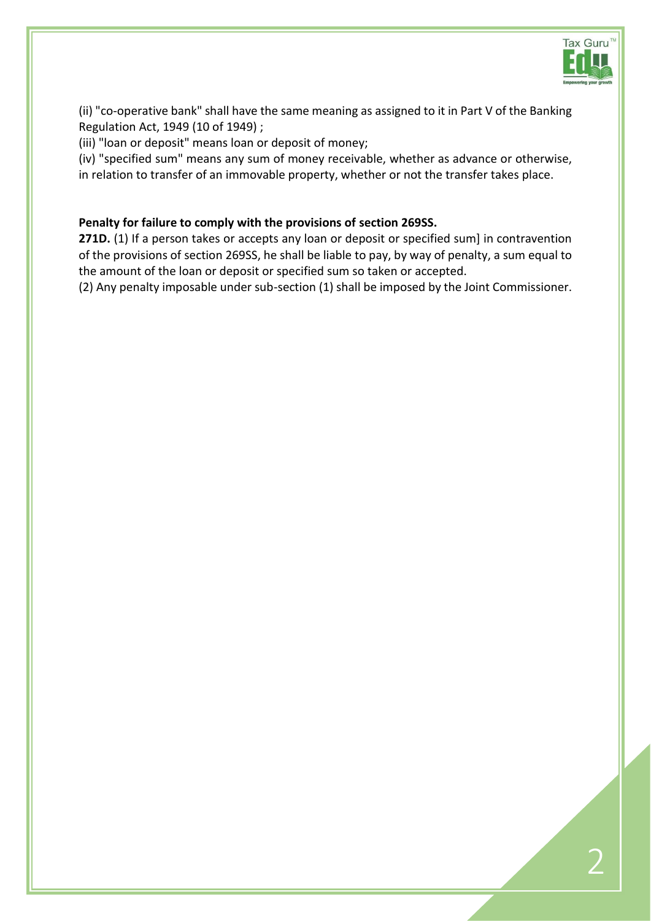(ii) "co-operative bank" shall have the same meaning as assigned to it in Part V of the Banking Regulation Act, 1949 (10 of 1949) ;

(iii) "loan or deposit" means loan or deposit of money;

(iv) "specified sum" means any sum of money receivable, whether as advance or otherwise, in relation to transfer of an immovable property, whether or not the transfer takes place.

**Penalty for failure to comply with the provisions of section 269SS.**

**271D.** (1) If a person takes or accepts any loan or deposit or specified sum] in contravention of the provisions of section 269SS, he shall be liable to pay, by way of penalty, a sum equal to the amount of the loan or deposit or specified sum so taken or accepted.

(2) Any penalty imposable under sub-section (1) shall be imposed by the Joint Commissioner.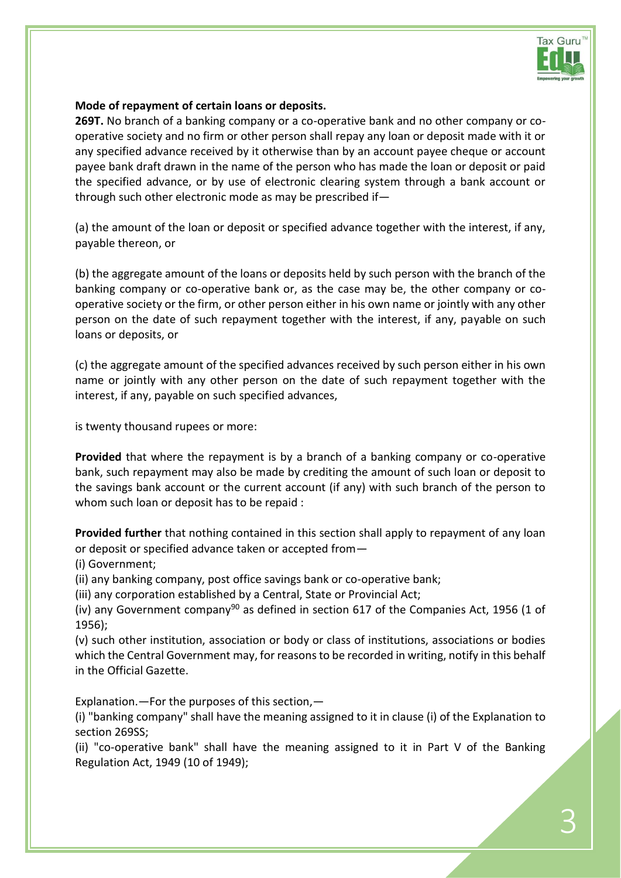**Mode of repayment of certain loans or deposits.**

**269T.** No branch of a banking company or a co-operative bank and no other company or co-operative society and no firm or other person shall repay any loan or deposit made with it or any specified advance received by it otherwise than by an account payee cheque or account payee bank draft drawn in the name of the person who has made the loan or deposit or paid the specified advance, or by use of electronic clearing system through a bank account or through such other electronic mode as may be prescribed if—

(a) the amount of the loan or deposit or specified advance together with the interest, if any, payable thereon, or

(b) the aggregate amount of the loans or deposits held by such person with the branch of the banking company or co-operative bank or, as the case may be, the other company or co-operative society or the firm, or other person either in his own name or jointly with any other person on the date of such repayment together with the interest, if any, payable on such loans or deposits, or

(c) the aggregate amount of the specified advances received by such person either in his own name or jointly with any other person on the date of such repayment together with the interest, if any, payable on such specified advances,

is twenty thousand rupees or more:

**Provided** that where the repayment is by a branch of a banking company or co-operative bank, such repayment may also be made by crediting the amount of such loan or deposit to the savings bank account or the current account (if any) with such branch of the person to whom such loan or deposit has to be repaid :

**Provided further** that nothing contained in this section shall apply to repayment of any loan or deposit or specified advance taken or accepted from—

(i) Government;

(ii) any banking company, post office savings bank or co-operative bank;

(iii) any corporation established by a Central, State or Provincial Act;

(iv) any Government company[90] as defined in section 617 of the Companies Act, 1956 (1 of 1956);

(v) such other institution, association or body or class of institutions, associations or bodies which the Central Government may, for reasons to be recorded in writing, notify in this behalf in the Official Gazette.

Explanation.—For the purposes of this section,—

(i) "banking company" shall have the meaning assigned to it in clause (i) of the Explanation to section 269SS;

(ii) "co-operative bank" shall have the meaning assigned to it in Part V of the Banking Regulation Act, 1949 (10 of 1949);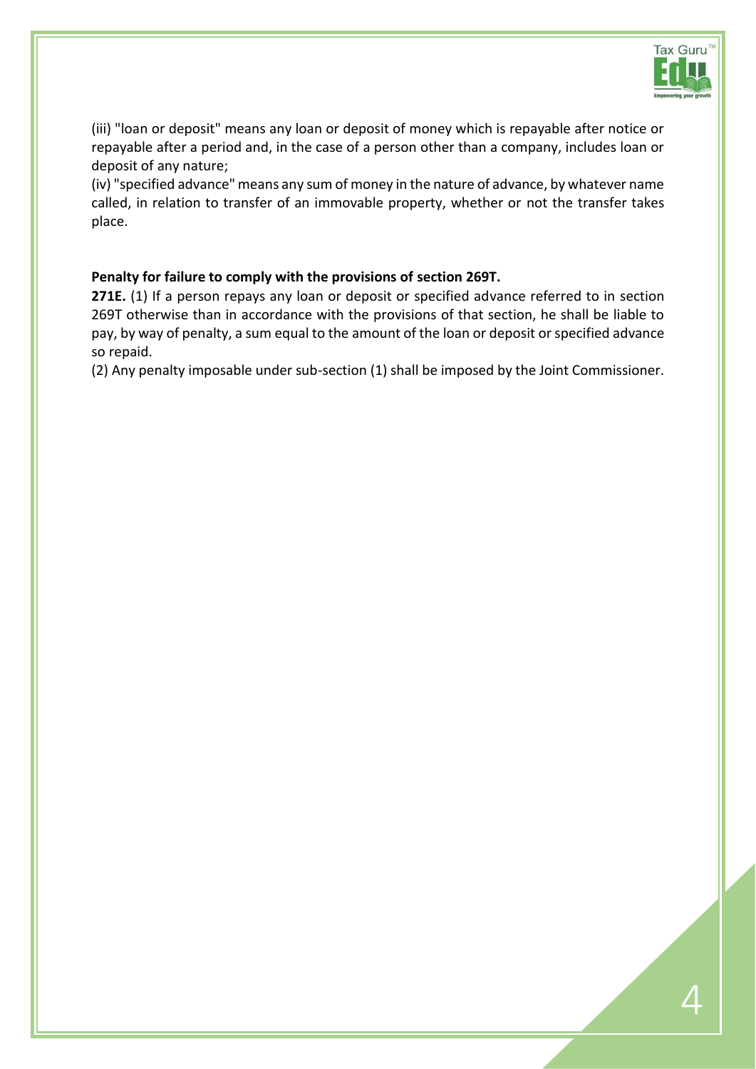(iii) "loan or deposit" means any loan or deposit of money which is repayable after notice or repayable after a period and, in the case of a person other than a company, includes loan or deposit of any nature;

(iv) "specified advance" means any sum of money in the nature of advance, by whatever name called, in relation to transfer of an immovable property, whether or not the transfer takes place.

**Penalty for failure to comply with the provisions of section 269T.**

**271E.** (1) If a person repays any loan or deposit or specified advance referred to in section 269T otherwise than in accordance with the provisions of that section, he shall be liable to pay, by way of penalty, a sum equal to the amount of the loan or deposit or specified advance so repaid.

(2) Any penalty imposable under sub-section (1) shall be imposed by the Joint Commissioner.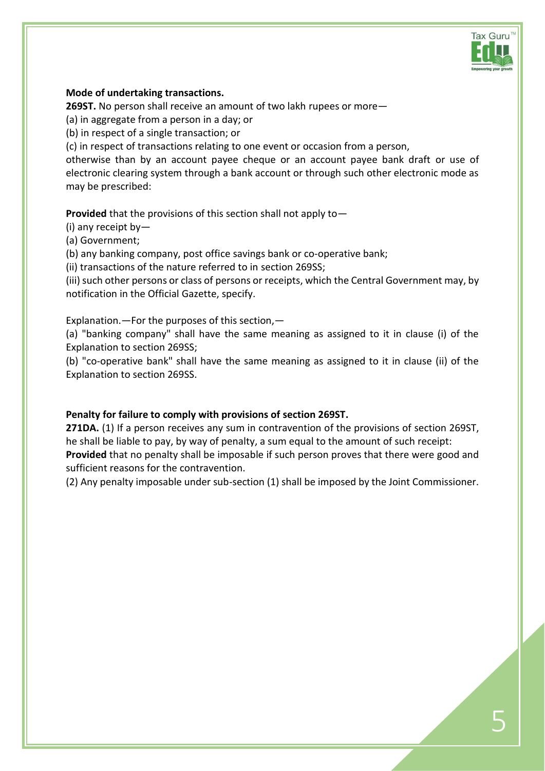**Mode of undertaking transactions.**

**269ST.** No person shall receive an amount of two lakh rupees or more—

(a) in aggregate from a person in a day; or

(b) in respect of a single transaction; or

(c) in respect of transactions relating to one event or occasion from a person,

otherwise than by an account payee cheque or an account payee bank draft or use of electronic clearing system through a bank account or through such other electronic mode as may be prescribed:

**Provided** that the provisions of this section shall not apply to—

(i) any receipt by—

(a) Government;

(b) any banking company, post office savings bank or co-operative bank;

(ii) transactions of the nature referred to in section 269SS;

(iii) such other persons or class of persons or receipts, which the Central Government may, by notification in the Official Gazette, specify.

Explanation.—For the purposes of this section,—

(a) "banking company" shall have the same meaning as assigned to it in clause (i) of the Explanation to section 269SS;

(b) "co-operative bank" shall have the same meaning as assigned to it in clause (ii) of the Explanation to section 269SS.

**Penalty for failure to comply with provisions of section 269ST.**

**271DA.** (1) If a person receives any sum in contravention of the provisions of section 269ST, he shall be liable to pay, by way of penalty, a sum equal to the amount of such receipt:

**Provided** that no penalty shall be imposable if such person proves that there were good and sufficient reasons for the contravention.

(2) Any penalty imposable under sub-section (1) shall be imposed by the Joint Commissioner.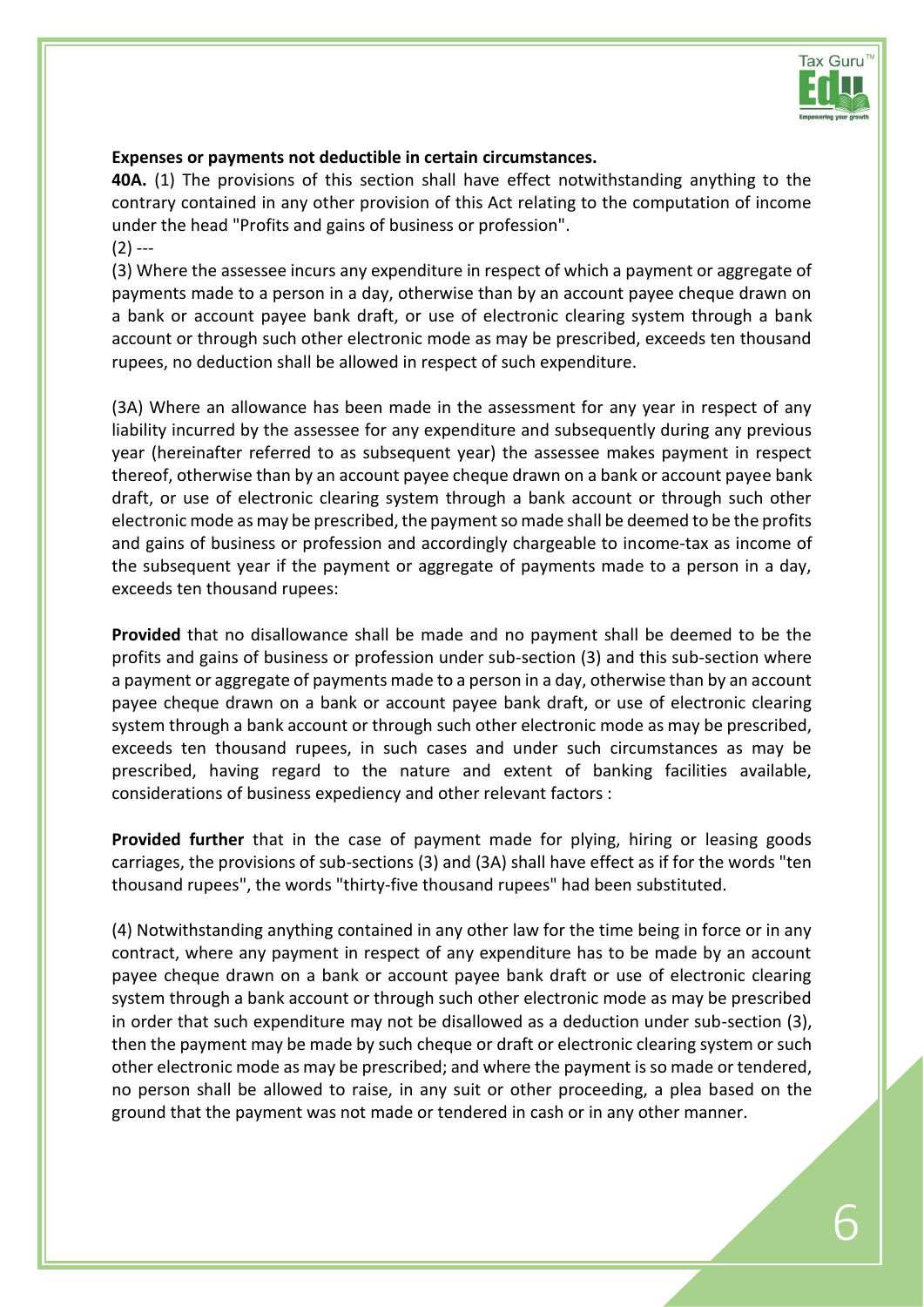**Expenses or payments not deductible in certain circumstances.**

**40A.** (1) The provisions of this section shall have effect notwithstanding anything to the contrary contained in any other provision of this Act relating to the computation of income under the head "Profits and gains of business or profession".

(2) ---

(3) Where the assessee incurs any expenditure in respect of which a payment or aggregate of payments made to a person in a day, otherwise than by an account payee cheque drawn on a bank or account payee bank draft, or use of electronic clearing system through a bank account or through such other electronic mode as may be prescribed, exceeds ten thousand rupees, no deduction shall be allowed in respect of such expenditure.

(3A) Where an allowance has been made in the assessment for any year in respect of any liability incurred by the assessee for any expenditure and subsequently during any previous year (hereinafter referred to as subsequent year) the assessee makes payment in respect thereof, otherwise than by an account payee cheque drawn on a bank or account payee bank draft, or use of electronic clearing system through a bank account or through such other electronic mode as may be prescribed, the payment so made shall be deemed to be the profits and gains of business or profession and accordingly chargeable to income-tax as income of the subsequent year if the payment or aggregate of payments made to a person in a day, exceeds ten thousand rupees:

**Provided** that no disallowance shall be made and no payment shall be deemed to be the profits and gains of business or profession under sub-section (3) and this sub-section where a payment or aggregate of payments made to a person in a day, otherwise than by an account payee cheque drawn on a bank or account payee bank draft, or use of electronic clearing system through a bank account or through such other electronic mode as may be prescribed, exceeds ten thousand rupees, in such cases and under such circumstances as may be prescribed, having regard to the nature and extent of banking facilities available, considerations of business expediency and other relevant factors :

**Provided further** that in the case of payment made for plying, hiring or leasing goods carriages, the provisions of sub-sections (3) and (3A) shall have effect as if for the words "ten thousand rupees", the words "thirty-five thousand rupees" had been substituted.

(4) Notwithstanding anything contained in any other law for the time being in force or in any contract, where any payment in respect of any expenditure has to be made by an account payee cheque drawn on a bank or account payee bank draft or use of electronic clearing system through a bank account or through such other electronic mode as may be prescribed in order that such expenditure may not be disallowed as a deduction under sub-section (3), then the payment may be made by such cheque or draft or electronic clearing system or such other electronic mode as may be prescribed; and where the payment is so made or tendered, no person shall be allowed to raise, in any suit or other proceeding, a plea based on the ground that the payment was not made or tendered in cash or in any other manner.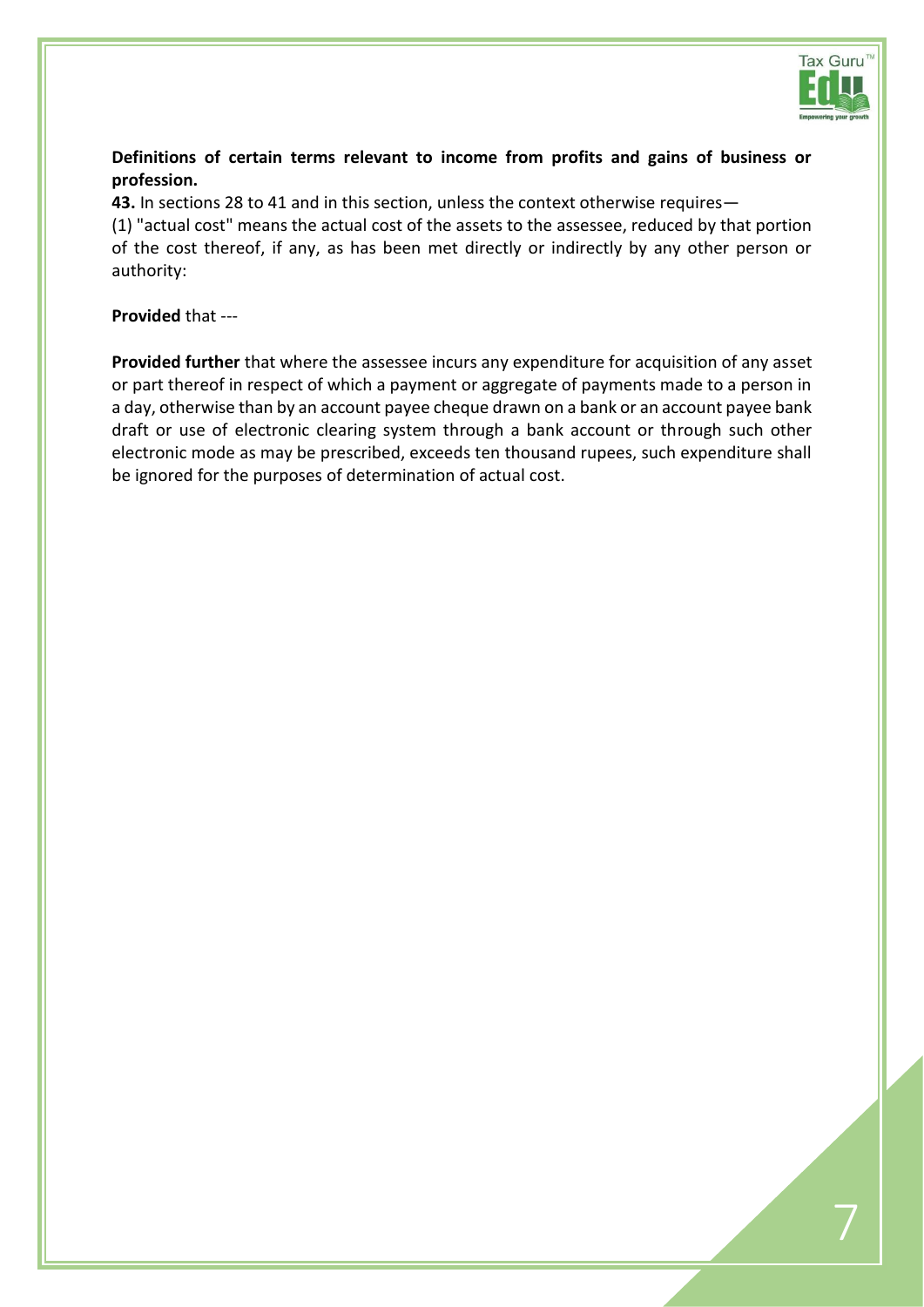**Definitions of certain terms relevant to income from profits and gains of business or profession.**

**43.** In sections 28 to 41 and in this section, unless the context otherwise requires—

(1) "actual cost" means the actual cost of the assets to the assessee, reduced by that portion of the cost thereof, if any, as has been met directly or indirectly by any other person or authority:

**Provided** that ---

**Provided further** that where the assessee incurs any expenditure for acquisition of any asset or part thereof in respect of which a payment or aggregate of payments made to a person in a day, otherwise than by an account payee cheque drawn on a bank or an account payee bank draft or use of electronic clearing system through a bank account or through such other electronic mode as may be prescribed, exceeds ten thousand rupees, such expenditure shall be ignored for the purposes of determination of actual cost.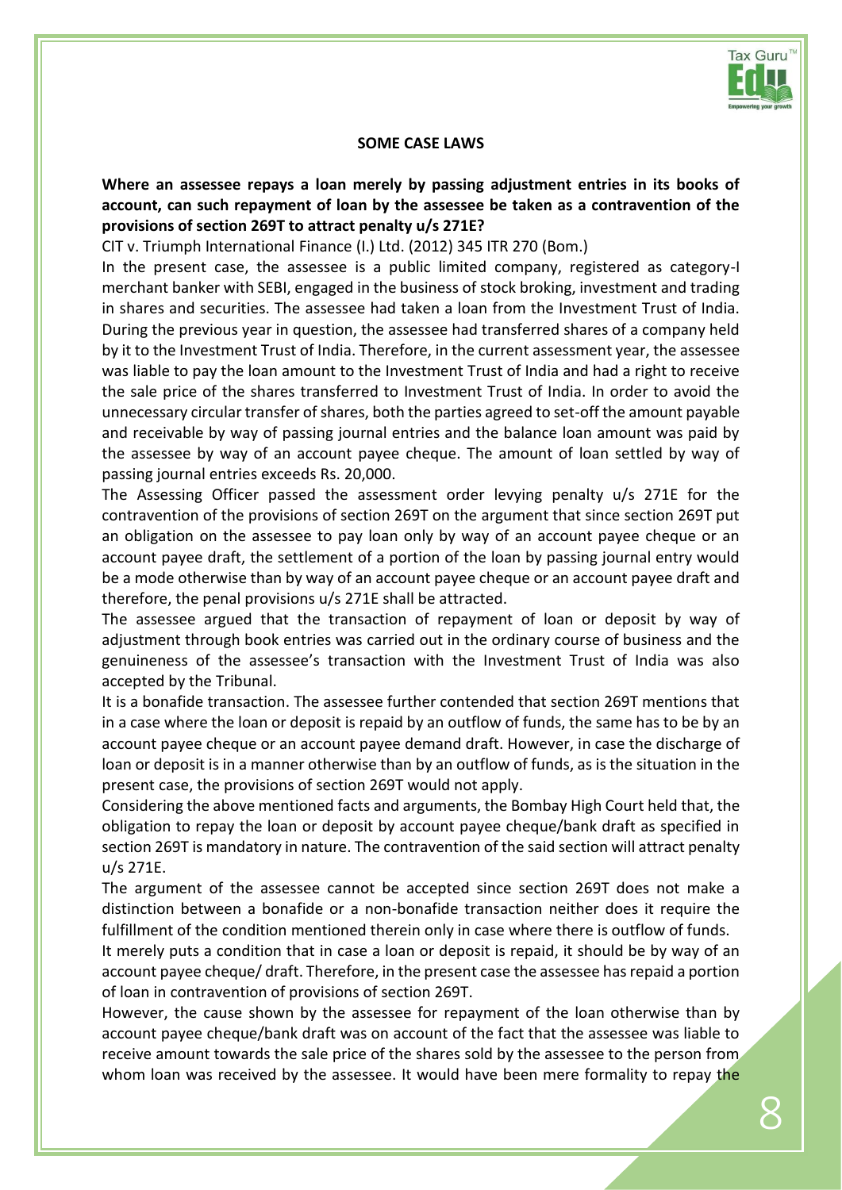## SOME CASE LAWS

**Where an assessee repays a loan merely by passing adjustment entries in its books of account, can such repayment of loan by the assessee be taken as a contravention of the provisions of section 269T to attract penalty u/s 271E?**

CIT v. Triumph International Finance (I.) Ltd. (2012) 345 ITR 270 (Bom.)

In the present case, the assessee is a public limited company, registered as category-I merchant banker with SEBI, engaged in the business of stock broking, investment and trading in shares and securities. The assessee had taken a loan from the Investment Trust of India. During the previous year in question, the assessee had transferred shares of a company held by it to the Investment Trust of India. Therefore, in the current assessment year, the assessee was liable to pay the loan amount to the Investment Trust of India and had a right to receive the sale price of the shares transferred to Investment Trust of India. In order to avoid the unnecessary circular transfer of shares, both the parties agreed to set-off the amount payable and receivable by way of passing journal entries and the balance loan amount was paid by the assessee by way of an account payee cheque. The amount of loan settled by way of passing journal entries exceeds Rs. 20,000.

The Assessing Officer passed the assessment order levying penalty u/s 271E for the contravention of the provisions of section 269T on the argument that since section 269T put an obligation on the assessee to pay loan only by way of an account payee cheque or an account payee draft, the settlement of a portion of the loan by passing journal entry would be a mode otherwise than by way of an account payee cheque or an account payee draft and therefore, the penal provisions u/s 271E shall be attracted.

The assessee argued that the transaction of repayment of loan or deposit by way of adjustment through book entries was carried out in the ordinary course of business and the genuineness of the assessee's transaction with the Investment Trust of India was also accepted by the Tribunal.

It is a bonafide transaction. The assessee further contended that section 269T mentions that in a case where the loan or deposit is repaid by an outflow of funds, the same has to be by an account payee cheque or an account payee demand draft. However, in case the discharge of loan or deposit is in a manner otherwise than by an outflow of funds, as is the situation in the present case, the provisions of section 269T would not apply.

Considering the above mentioned facts and arguments, the Bombay High Court held that, the obligation to repay the loan or deposit by account payee cheque/bank draft as specified in section 269T is mandatory in nature. The contravention of the said section will attract penalty u/s 271E.

The argument of the assessee cannot be accepted since section 269T does not make a distinction between a bonafide or a non-bonafide transaction neither does it require the fulfillment of the condition mentioned therein only in case where there is outflow of funds.

It merely puts a condition that in case a loan or deposit is repaid, it should be by way of an account payee cheque/ draft. Therefore, in the present case the assessee has repaid a portion of loan in contravention of provisions of section 269T.

However, the cause shown by the assessee for repayment of the loan otherwise than by account payee cheque/bank draft was on account of the fact that the assessee was liable to receive amount towards the sale price of the shares sold by the assessee to the person from whom loan was received by the assessee. It would have been mere formality to repay the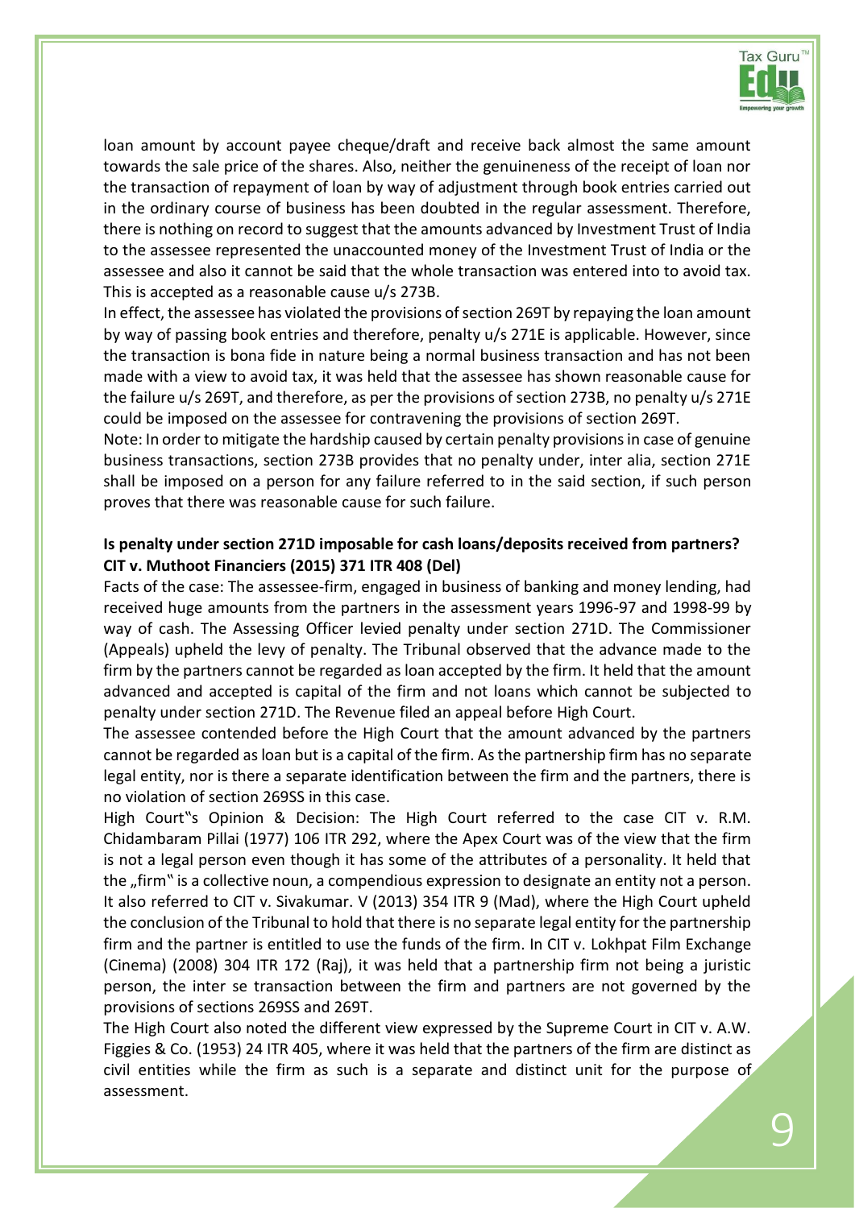loan amount by account payee cheque/draft and receive back almost the same amount towards the sale price of the shares. Also, neither the genuineness of the receipt of loan nor the transaction of repayment of loan by way of adjustment through book entries carried out in the ordinary course of business has been doubted in the regular assessment. Therefore, there is nothing on record to suggest that the amounts advanced by Investment Trust of India to the assessee represented the unaccounted money of the Investment Trust of India or the assessee and also it cannot be said that the whole transaction was entered into to avoid tax. This is accepted as a reasonable cause u/s 273B.

In effect, the assessee has violated the provisions of section 269T by repaying the loan amount by way of passing book entries and therefore, penalty u/s 271E is applicable. However, since the transaction is bona fide in nature being a normal business transaction and has not been made with a view to avoid tax, it was held that the assessee has shown reasonable cause for the failure u/s 269T, and therefore, as per the provisions of section 273B, no penalty u/s 271E could be imposed on the assessee for contravening the provisions of section 269T.

Note: In order to mitigate the hardship caused by certain penalty provisions in case of genuine business transactions, section 273B provides that no penalty under, inter alia, section 271E shall be imposed on a person for any failure referred to in the said section, if such person proves that there was reasonable cause for such failure.

**Is penalty under section 271D imposable for cash loans/deposits received from partners? CIT v. Muthoot Financiers (2015) 371 ITR 408 (Del)**

Facts of the case: The assessee-firm, engaged in business of banking and money lending, had received huge amounts from the partners in the assessment years 1996-97 and 1998-99 by way of cash. The Assessing Officer levied penalty under section 271D. The Commissioner (Appeals) upheld the levy of penalty. The Tribunal observed that the advance made to the firm by the partners cannot be regarded as loan accepted by the firm. It held that the amount advanced and accepted is capital of the firm and not loans which cannot be subjected to penalty under section 271D. The Revenue filed an appeal before High Court.

The assessee contended before the High Court that the amount advanced by the partners cannot be regarded as loan but is a capital of the firm. As the partnership firm has no separate legal entity, nor is there a separate identification between the firm and the partners, there is no violation of section 269SS in this case.

High Court"s Opinion & Decision: The High Court referred to the case CIT v. R.M. Chidambaram Pillai (1977) 106 ITR 292, where the Apex Court was of the view that the firm is not a legal person even though it has some of the attributes of a personality. It held that the „firm" is a collective noun, a compendious expression to designate an entity not a person. It also referred to CIT v. Sivakumar. V (2013) 354 ITR 9 (Mad), where the High Court upheld the conclusion of the Tribunal to hold that there is no separate legal entity for the partnership firm and the partner is entitled to use the funds of the firm. In CIT v. Lokhpat Film Exchange (Cinema) (2008) 304 ITR 172 (Raj), it was held that a partnership firm not being a juristic person, the inter se transaction between the firm and partners are not governed by the provisions of sections 269SS and 269T.

The High Court also noted the different view expressed by the Supreme Court in CIT v. A.W. Figgies & Co. (1953) 24 ITR 405, where it was held that the partners of the firm are distinct as civil entities while the firm as such is a separate and distinct unit for the purpose of assessment.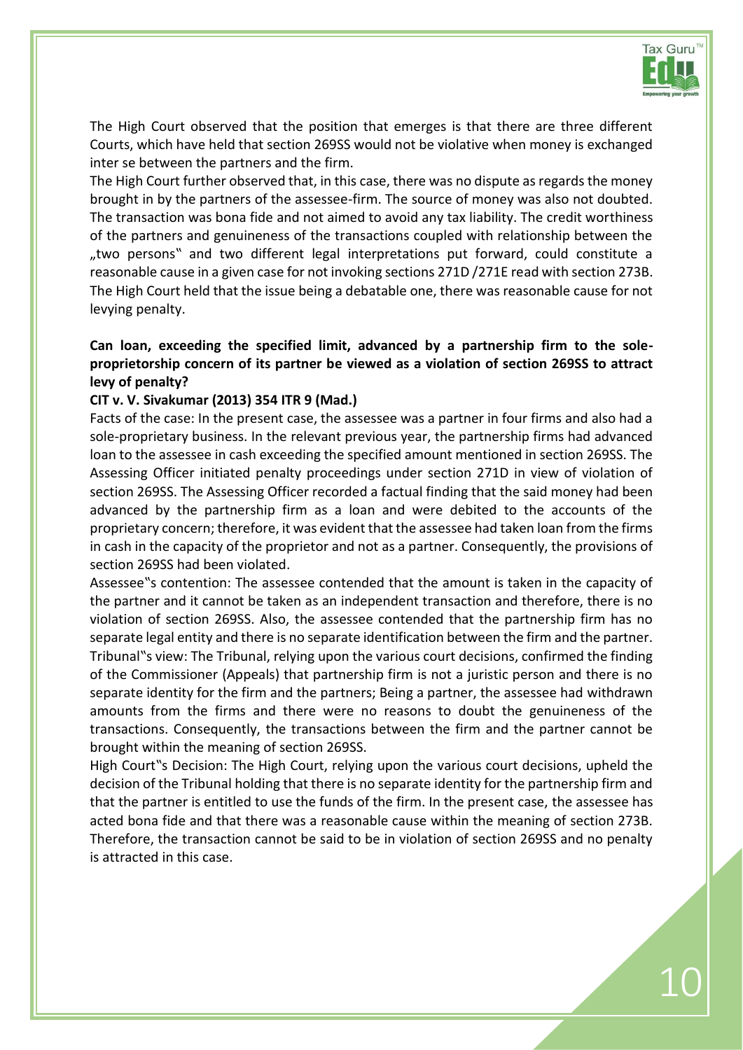The High Court observed that the position that emerges is that there are three different Courts, which have held that section 269SS would not be violative when money is exchanged inter se between the partners and the firm.

The High Court further observed that, in this case, there was no dispute as regards the money brought in by the partners of the assessee-firm. The source of money was also not doubted. The transaction was bona fide and not aimed to avoid any tax liability. The credit worthiness of the partners and genuineness of the transactions coupled with relationship between the „two persons‟ and two different legal interpretations put forward, could constitute a reasonable cause in a given case for not invoking sections 271D /271E read with section 273B. The High Court held that the issue being a debatable one, there was reasonable cause for not levying penalty.

**Can loan, exceeding the specified limit, advanced by a partnership firm to the sole-proprietorship concern of its partner be viewed as a violation of section 269SS to attract levy of penalty?**

**CIT v. V. Sivakumar (2013) 354 ITR 9 (Mad.)**

Facts of the case: In the present case, the assessee was a partner in four firms and also had a sole-proprietary business. In the relevant previous year, the partnership firms had advanced loan to the assessee in cash exceeding the specified amount mentioned in section 269SS. The Assessing Officer initiated penalty proceedings under section 271D in view of violation of section 269SS. The Assessing Officer recorded a factual finding that the said money had been advanced by the partnership firm as a loan and were debited to the accounts of the proprietary concern; therefore, it was evident that the assessee had taken loan from the firms in cash in the capacity of the proprietor and not as a partner. Consequently, the provisions of section 269SS had been violated.

Assessee‟s contention: The assessee contended that the amount is taken in the capacity of the partner and it cannot be taken as an independent transaction and therefore, there is no violation of section 269SS. Also, the assessee contended that the partnership firm has no separate legal entity and there is no separate identification between the firm and the partner.

Tribunal‟s view: The Tribunal, relying upon the various court decisions, confirmed the finding of the Commissioner (Appeals) that partnership firm is not a juristic person and there is no separate identity for the firm and the partners; Being a partner, the assessee had withdrawn amounts from the firms and there were no reasons to doubt the genuineness of the transactions. Consequently, the transactions between the firm and the partner cannot be brought within the meaning of section 269SS.

High Court‟s Decision: The High Court, relying upon the various court decisions, upheld the decision of the Tribunal holding that there is no separate identity for the partnership firm and that the partner is entitled to use the funds of the firm. In the present case, the assessee has acted bona fide and that there was a reasonable cause within the meaning of section 273B. Therefore, the transaction cannot be said to be in violation of section 269SS and no penalty is attracted in this case.